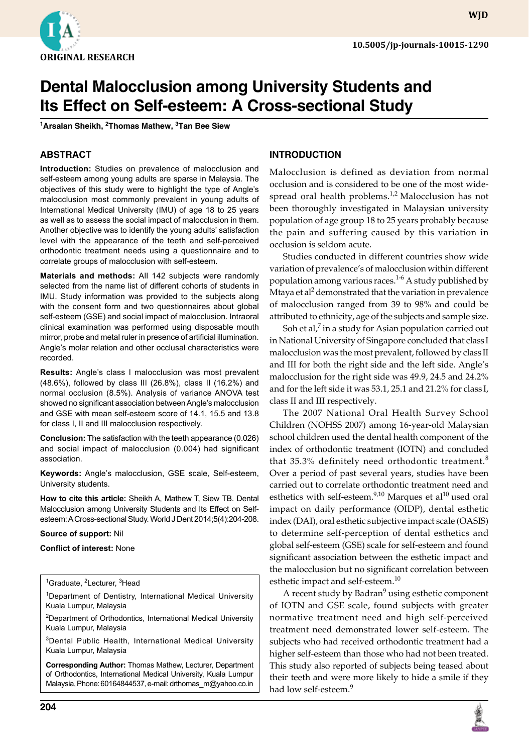ORIGINAL RESEARCH

# Dental Malocclusion among University Students and Its Effect on Self-esteem: A Cross-sectional Study

[1]Arsalan Sheikh, [2]Thomas Mathew, [3]Tan Bee Siew

## ABSTRACT

**Introduction:** Studies on prevalence of malocclusion and self-esteem among young adults are sparse in Malaysia. The objectives of this study were to highlight the type of Angle's malocclusion most commonly prevalent in young adults of International Medical University (IMU) of age 18 to 25 years as well as to assess the social impact of malocclusion in them. Another objective was to identify the young adults' satisfaction level with the appearance of the teeth and self-perceived orthodontic treatment needs using a questionnaire and to correlate groups of malocclusion with self-esteem.

**Materials and methods:** All 142 subjects were randomly selected from the name list of different cohorts of students in IMU. Study information was provided to the subjects along with the consent form and two questionnaires about global self-esteem (GSE) and social impact of malocclusion. Intraoral clinical examination was performed using disposable mouth mirror, probe and metal ruler in presence of artificial illumination. Angle's molar relation and other occlusal characteristics were recorded.

**Results:** Angle's class I malocclusion was most prevalent (48.6%), followed by class III (26.8%), class II (16.2%) and normal occlusion (8.5%). Analysis of variance ANOVA test showed no significant association between Angle's malocclusion and GSE with mean self-esteem score of 14.1, 15.5 and 13.8 for class I, II and III malocclusion respectively.

**Conclusion:** The satisfaction with the teeth appearance (0.026) and social impact of malocclusion (0.004) had significant association.

**Keywords:** Angle's malocclusion, GSE scale, Self-esteem, University students.

**How to cite this article:** Sheikh A, Mathew T, Siew TB. Dental Malocclusion among University Students and Its Effect on Self-esteem: A Cross-sectional Study. World J Dent 2014;5(4):204-208.

**Source of support:** Nil

**Conflict of interest:** None

[1]Graduate, [2]Lecturer, [3]Head

[1]Department of Dentistry, International Medical University Kuala Lumpur, Malaysia

[2]Department of Orthodontics, International Medical University Kuala Lumpur, Malaysia

[3]Dental Public Health, International Medical University Kuala Lumpur, Malaysia

**Corresponding Author:** Thomas Mathew, Lecturer, Department of Orthodontics, International Medical University, Kuala Lumpur Malaysia, Phone: 60164844537, e-mail: drthomas_m@yahoo.co.in

## INTRODUCTION

Malocclusion is defined as deviation from normal occlusion and is considered to be one of the most widespread oral health problems.[1,2] Malocclusion has not been thoroughly investigated in Malaysian university population of age group 18 to 25 years probably because the pain and suffering caused by this variation in occlusion is seldom acute.

Studies conducted in different countries show wide variation of prevalence's of malocclusion within different population among various races.[1-6] A study published by Mtaya et al[2] demonstrated that the variation in prevalence of malocclusion ranged from 39 to 98% and could be attributed to ethnicity, age of the subjects and sample size.

Soh et al,[7] in a study for Asian population carried out in National University of Singapore concluded that class I malocclusion was the most prevalent, followed by class II and III for both the right side and the left side. Angle's malocclusion for the right side was 49.9, 24.5 and 24.2% and for the left side it was 53.1, 25.1 and 21.2% for class I, class II and III respectively.

The 2007 National Oral Health Survey School Children (NOHSS 2007) among 16-year-old Malaysian school children used the dental health component of the index of orthodontic treatment (IOTN) and concluded that 35.3% definitely need orthodontic treatment.[8] Over a period of past several years, studies have been carried out to correlate orthodontic treatment need and esthetics with self-esteem.[9,10] Marques et al[10] used oral impact on daily performance (OIDP), dental esthetic index (DAI), oral esthetic subjective impact scale (OASIS) to determine self-perception of dental esthetics and global self-esteem (GSE) scale for self-esteem and found significant association between the esthetic impact and the malocclusion but no significant correlation between esthetic impact and self-esteem.[10]

A recent study by Badran[9] using esthetic component of IOTN and GSE scale, found subjects with greater normative treatment need and high self-perceived treatment need demonstrated lower self-esteem. The subjects who had received orthodontic treatment had a higher self-esteem than those who had not been treated. This study also reported of subjects being teased about their teeth and were more likely to hide a smile if they had low self-esteem.[9]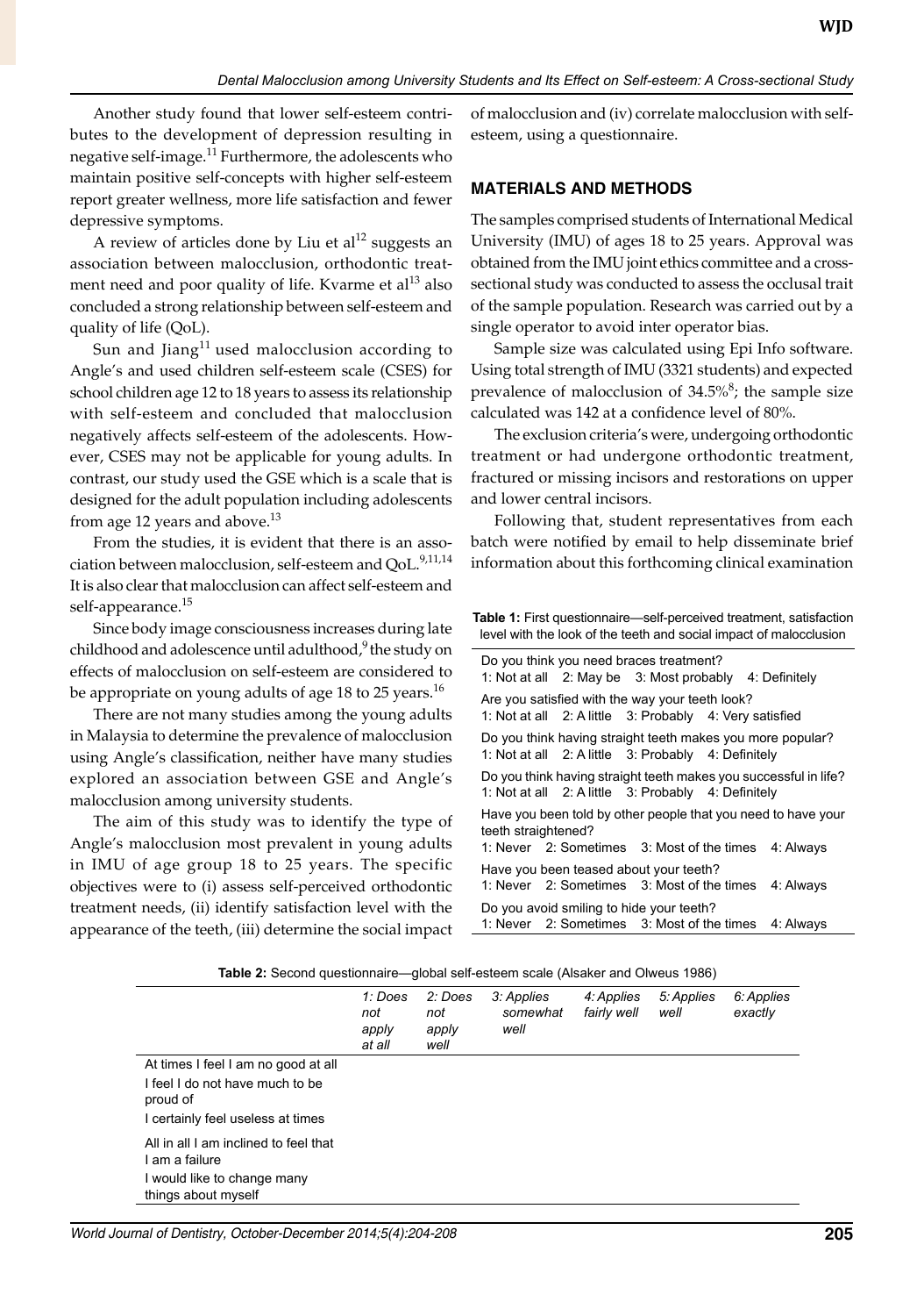Another study found that lower self-esteem contributes to the development of depression resulting in negative self-image.[11] Furthermore, the adolescents who maintain positive self-concepts with higher self-esteem report greater wellness, more life satisfaction and fewer depressive symptoms.

A review of articles done by Liu et al[12] suggests an association between malocclusion, orthodontic treatment need and poor quality of life. Kvarme et al[13] also concluded a strong relationship between self-esteem and quality of life (QoL).

Sun and Jiang[11] used malocclusion according to Angle's and used children self-esteem scale (CSES) for school children age 12 to 18 years to assess its relationship with self-esteem and concluded that malocclusion negatively affects self-esteem of the adolescents. However, CSES may not be applicable for young adults. In contrast, our study used the GSE which is a scale that is designed for the adult population including adolescents from age 12 years and above.[13]

From the studies, it is evident that there is an association between malocclusion, self-esteem and QoL.[9,11,14] It is also clear that malocclusion can affect self-esteem and self-appearance.[15]

Since body image consciousness increases during late childhood and adolescence until adulthood,[9] the study on effects of malocclusion on self-esteem are considered to be appropriate on young adults of age 18 to 25 years.[16]

There are not many studies among the young adults in Malaysia to determine the prevalence of malocclusion using Angle's classification, neither have many studies explored an association between GSE and Angle's malocclusion among university students.

The aim of this study was to identify the type of Angle's malocclusion most prevalent in young adults in IMU of age group 18 to 25 years. The specific objectives were to (i) assess self-perceived orthodontic treatment needs, (ii) identify satisfaction level with the appearance of the teeth, (iii) determine the social impact of malocclusion and (iv) correlate malocclusion with self-esteem, using a questionnaire.

## MATERIALS AND METHODS

The samples comprised students of International Medical University (IMU) of ages 18 to 25 years. Approval was obtained from the IMU joint ethics committee and a cross-sectional study was conducted to assess the occlusal trait of the sample population. Research was carried out by a single operator to avoid inter operator bias.

Sample size was calculated using Epi Info software. Using total strength of IMU (3321 students) and expected prevalence of malocclusion of 34.5%[8]; the sample size calculated was 142 at a confidence level of 80%.

The exclusion criteria's were, undergoing orthodontic treatment or had undergone orthodontic treatment, fractured or missing incisors and restorations on upper and lower central incisors.

Following that, student representatives from each batch were notified by email to help disseminate brief information about this forthcoming clinical examination

**Table 1:** First questionnaire—self-perceived treatment, satisfaction level with the look of the teeth and social impact of malocclusion

| |
|---|
| Do you think you need braces treatment?<br>1: Not at all 2: May be 3: Most probably 4: Definitely |
| Are you satisfied with the way your teeth look?<br>1: Not at all 2: A little 3: Probably 4: Very satisfied |
| Do you think having straight teeth makes you more popular?<br>1: Not at all 2: A little 3: Probably 4: Definitely |
| Do you think having straight teeth makes you successful in life?<br>1: Not at all 2: A little 3: Probably 4: Definitely |
| Have you been told by other people that you need to have your teeth straightened?<br>1: Never 2: Sometimes 3: Most of the times 4: Always |
| Have you been teased about your teeth?<br>1: Never 2: Sometimes 3: Most of the times 4: Always |
| Do you avoid smiling to hide your teeth?<br>1: Never 2: Sometimes 3: Most of the times 4: Always |

**Table 2:** Second questionnaire—global self-esteem scale (Alsaker and Olweus 1986)

| | *1: Does not apply at all* | *2: Does not apply well* | *3: Applies somewhat well* | *4: Applies fairly well* | *5: Applies well* | *6: Applies exactly* |
|---|---|---|---|---|---|---|
| At times I feel I am no good at all | | | | | | |
| I feel I do not have much to be proud of | | | | | | |
| I certainly feel useless at times | | | | | | |
| All in all I am inclined to feel that I am a failure | | | | | | |
| I would like to change many things about myself | | | | | | |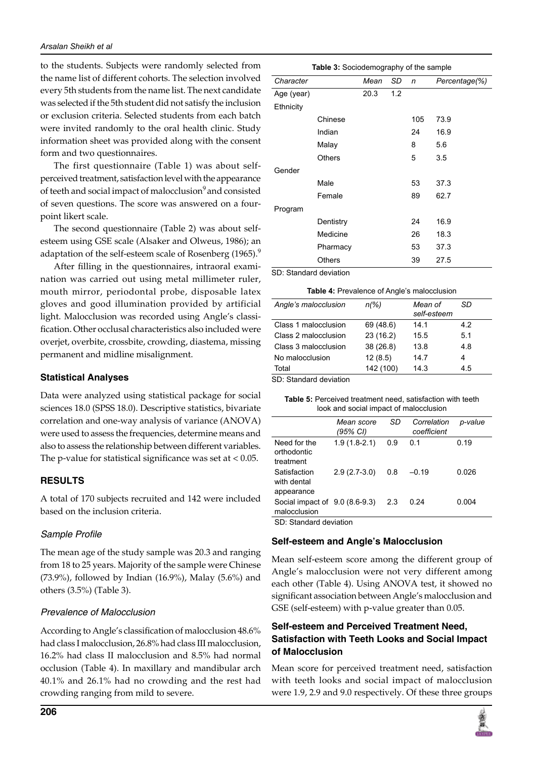to the students. Subjects were randomly selected from the name list of different cohorts. The selection involved every 5th students from the name list. The next candidate was selected if the 5th student did not satisfy the inclusion or exclusion criteria. Selected students from each batch were invited randomly to the oral health clinic. Study information sheet was provided along with the consent form and two questionnaires.

The first questionnaire (Table 1) was about self-perceived treatment, satisfaction level with the appearance of teeth and social impact of malocclusion[9] and consisted of seven questions. The score was answered on a four-point likert scale.

The second questionnaire (Table 2) was about self-esteem using GSE scale (Alsaker and Olweus, 1986); an adaptation of the self-esteem scale of Rosenberg (1965).[9]

After filling in the questionnaires, intraoral examination was carried out using metal millimeter ruler, mouth mirror, periodontal probe, disposable latex gloves and good illumination provided by artificial light. Malocclusion was recorded using Angle's classification. Other occlusal characteristics also included were overjet, overbite, crossbite, crowding, diastema, missing permanent and midline misalignment.

## Statistical Analyses

Data were analyzed using statistical package for social sciences 18.0 (SPSS 18.0). Descriptive statistics, bivariate correlation and one-way analysis of variance (ANOVA) were used to assess the frequencies, determine means and also to assess the relationship between different variables. The p-value for statistical significance was set at $< 0.05$.

## RESULTS

A total of 170 subjects recruited and 142 were included based on the inclusion criteria.

### *Sample Profile*

The mean age of the study sample was 20.3 and ranging from 18 to 25 years. Majority of the sample were Chinese (73.9%), followed by Indian (16.9%), Malay (5.6%) and others (3.5%) (Table 3).

### *Prevalence of Malocclusion*

According to Angle's classification of malocclusion 48.6% had class I malocclusion, 26.8% had class III malocclusion, 16.2% had class II malocclusion and 8.5% had normal occlusion (Table 4). In maxillary and mandibular arch 40.1% and 26.1% had no crowding and the rest had crowding ranging from mild to severe.

**Table 3:** Sociodemography of the sample

| *Character* | | *Mean* | *SD* | *n* | *Percentage(%)* |
|---|---|---|---|---|---|
| Age (year) | | 20.3 | 1.2 | | |
| Ethnicity | | | | | |
| | Chinese | | | 105 | 73.9 |
| | Indian | | | 24 | 16.9 |
| | Malay | | | 8 | 5.6 |
| | Others | | | 5 | 3.5 |
| Gender | | | | | |
| | Male | | | 53 | 37.3 |
| | Female | | | 89 | 62.7 |
| Program | | | | | |
| | Dentistry | | | 24 | 16.9 |
| | Medicine | | | 26 | 18.3 |
| | Pharmacy | | | 53 | 37.3 |
| | Others | | | 39 | 27.5 |

SD: Standard deviation

**Table 4:** Prevalence of Angle's malocclusion

| *Angle's malocclusion* | *n(%)* | *Mean of self-esteem* | *SD* |
|---|---|---|---|
| Class 1 malocclusion | 69 (48.6) | 14.1 | 4.2 |
| Class 2 malocclusion | 23 (16.2) | 15.5 | 5.1 |
| Class 3 malocclusion | 38 (26.8) | 13.8 | 4.8 |
| No malocclusion | 12 (8.5) | 14.7 | 4 |
| Total | 142 (100) | 14.3 | 4.5 |

SD: Standard deviation

**Table 5:** Perceived treatment need, satisfaction with teeth look and social impact of malocclusion

| | *Mean score (95% CI)* | *SD* | *Correlation coefficient* | *p-value* |
|---|---|---|---|---|
| Need for the orthodontic treatment | 1.9 (1.8-2.1) | 0.9 | 0.1 | 0.19 |
| Satisfaction with dental appearance | 2.9 (2.7-3.0) | 0.8 | –0.19 | 0.026 |
| Social impact of malocclusion | 9.0 (8.6-9.3) | 2.3 | 0.24 | 0.004 |

SD: Standard deviation

## Self-esteem and Angle's Malocclusion

Mean self-esteem score among the different group of Angle's malocclusion were not very different among each other (Table 4). Using ANOVA test, it showed no significant association between Angle's malocclusion and GSE (self-esteem) with p-value greater than 0.05.

## Self-esteem and Perceived Treatment Need, Satisfaction with Teeth Looks and Social Impact of Malocclusion

Mean score for perceived treatment need, satisfaction with teeth looks and social impact of malocclusion were 1.9, 2.9 and 9.0 respectively. Of these three groups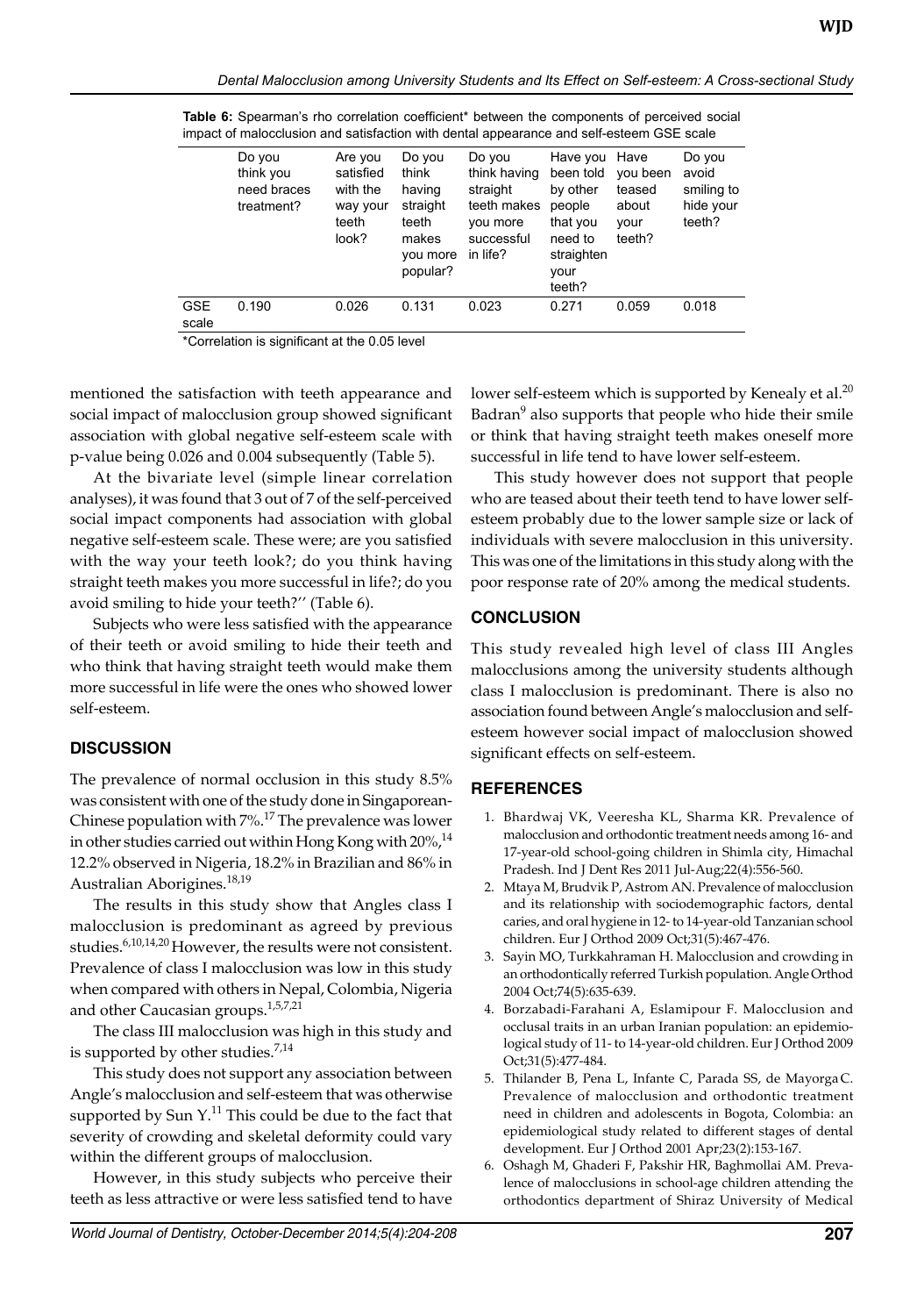**Table 6:** Spearman's rho correlation coefficient* between the components of perceived social impact of malocclusion and satisfaction with dental appearance and self-esteem GSE scale

| | Do you think you need braces treatment? | Are you satisfied with the way your teeth look? | Do you think having straight teeth makes you more popular? | Do you think having straight teeth makes you more successful in life? | Have you been told by other people that you need to straighten your teeth? | Have you been teased about your teeth? | Do you avoid smiling to hide your teeth? |
|---|---|---|---|---|---|---|---|
| GSE scale | 0.190 | 0.026 | 0.131 | 0.023 | 0.271 | 0.059 | 0.018 |

*Correlation is significant at the 0.05 level

mentioned the satisfaction with teeth appearance and social impact of malocclusion group showed significant association with global negative self-esteem scale with p-value being 0.026 and 0.004 subsequently (Table 5).

At the bivariate level (simple linear correlation analyses), it was found that 3 out of 7 of the self-perceived social impact components had association with global negative self-esteem scale. These were; are you satisfied with the way your teeth look?; do you think having straight teeth makes you more successful in life?; do you avoid smiling to hide your teeth?'' (Table 6).

Subjects who were less satisfied with the appearance of their teeth or avoid smiling to hide their teeth and who think that having straight teeth would make them more successful in life were the ones who showed lower self-esteem.

## DISCUSSION

The prevalence of normal occlusion in this study 8.5% was consistent with one of the study done in Singaporean-Chinese population with 7%.[17] The prevalence was lower in other studies carried out within Hong Kong with 20%,[14] 12.2% observed in Nigeria, 18.2% in Brazilian and 86% in Australian Aborigines.[18,19]

The results in this study show that Angles class I malocclusion is predominant as agreed by previous studies.[6,10,14,20] However, the results were not consistent. Prevalence of class I malocclusion was low in this study when compared with others in Nepal, Colombia, Nigeria and other Caucasian groups.[1,5,7,21]

The class III malocclusion was high in this study and is supported by other studies.[7,14]

This study does not support any association between Angle's malocclusion and self-esteem that was otherwise supported by Sun Y.[11] This could be due to the fact that severity of crowding and skeletal deformity could vary within the different groups of malocclusion.

However, in this study subjects who perceive their teeth as less attractive or were less satisfied tend to have lower self-esteem which is supported by Kenealy et al.[20] Badran[9] also supports that people who hide their smile or think that having straight teeth makes oneself more successful in life tend to have lower self-esteem.

This study however does not support that people who are teased about their teeth tend to have lower self-esteem probably due to the lower sample size or lack of individuals with severe malocclusion in this university. This was one of the limitations in this study along with the poor response rate of 20% among the medical students.

## CONCLUSION

This study revealed high level of class III Angles malocclusions among the university students although class I malocclusion is predominant. There is also no association found between Angle's malocclusion and self-esteem however social impact of malocclusion showed significant effects on self-esteem.

## REFERENCES

1. Bhardwaj VK, Veeresha KL, Sharma KR. Prevalence of malocclusion and orthodontic treatment needs among 16- and 17-year-old school-going children in Shimla city, Himachal Pradesh. Ind J Dent Res 2011 Jul-Aug;22(4):556-560.
2. Mtaya M, Brudvik P, Astrom AN. Prevalence of malocclusion and its relationship with sociodemographic factors, dental caries, and oral hygiene in 12- to 14-year-old Tanzanian school children. Eur J Orthod 2009 Oct;31(5):467-476.
3. Sayin MO, Turkkahraman H. Malocclusion and crowding in an orthodontically referred Turkish population. Angle Orthod 2004 Oct;74(5):635-639.
4. Borzabadi-Farahani A, Eslamipour F. Malocclusion and occlusal traits in an urban Iranian population: an epidemiological study of 11- to 14-year-old children. Eur J Orthod 2009 Oct;31(5):477-484.
5. Thilander B, Pena L, Infante C, Parada SS, de Mayorga C. Prevalence of malocclusion and orthodontic treatment need in children and adolescents in Bogota, Colombia: an epidemiological study related to different stages of dental development. Eur J Orthod 2001 Apr;23(2):153-167.
6. Oshagh M, Ghaderi F, Pakshir HR, Baghmollai AM. Prevalence of malocclusions in school-age children attending the orthodontics department of Shiraz University of Medical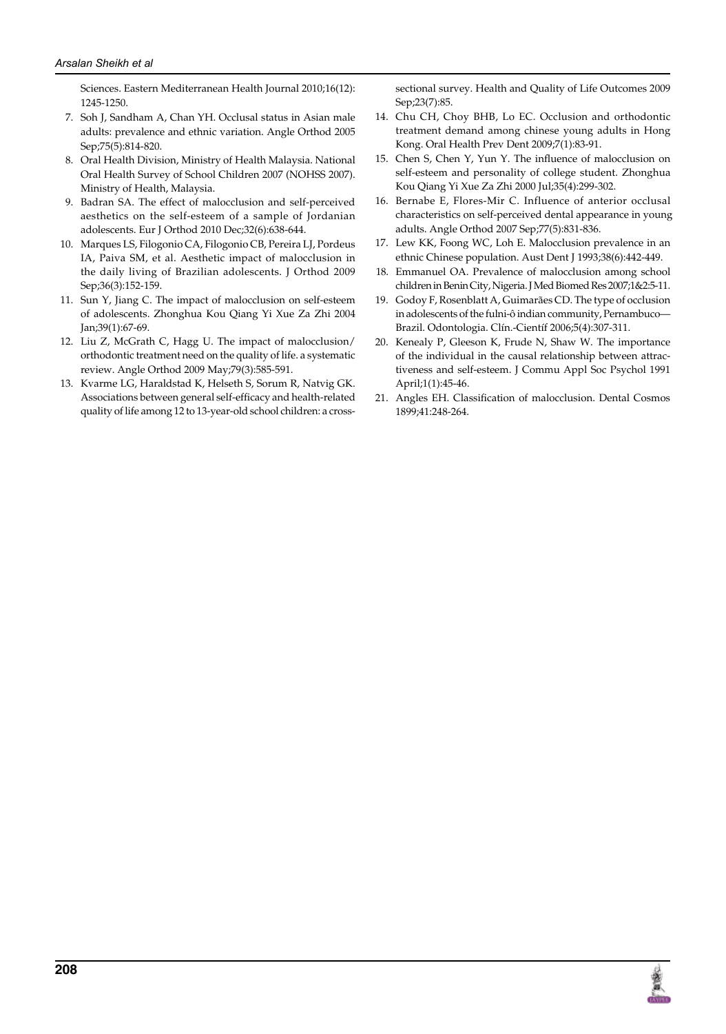Sciences. Eastern Mediterranean Health Journal 2010;16(12): 1245-1250.

7. Soh J, Sandham A, Chan YH. Occlusal status in Asian male adults: prevalence and ethnic variation. Angle Orthod 2005 Sep;75(5):814-820.
8. Oral Health Division, Ministry of Health Malaysia. National Oral Health Survey of School Children 2007 (NOHSS 2007). Ministry of Health, Malaysia.
9. Badran SA. The effect of malocclusion and self-perceived aesthetics on the self-esteem of a sample of Jordanian adolescents. Eur J Orthod 2010 Dec;32(6):638-644.
10. Marques LS, Filogonio CA, Filogonio CB, Pereira LJ, Pordeus IA, Paiva SM, et al. Aesthetic impact of malocclusion in the daily living of Brazilian adolescents. J Orthod 2009 Sep;36(3):152-159.
11. Sun Y, Jiang C. The impact of malocclusion on self-esteem of adolescents. Zhonghua Kou Qiang Yi Xue Za Zhi 2004 Jan;39(1):67-69.
12. Liu Z, McGrath C, Hagg U. The impact of malocclusion/orthodontic treatment need on the quality of life. a systematic review. Angle Orthod 2009 May;79(3):585-591.
13. Kvarme LG, Haraldstad K, Helseth S, Sorum R, Natvig GK. Associations between general self-efficacy and health-related quality of life among 12 to 13-year-old school children: a cross-sectional survey. Health and Quality of Life Outcomes 2009 Sep;23(7):85.
14. Chu CH, Choy BHB, Lo EC. Occlusion and orthodontic treatment demand among chinese young adults in Hong Kong. Oral Health Prev Dent 2009;7(1):83-91.
15. Chen S, Chen Y, Yun Y. The influence of malocclusion on self-esteem and personality of college student. Zhonghua Kou Qiang Yi Xue Za Zhi 2000 Jul;35(4):299-302.
16. Bernabe E, Flores-Mir C. Influence of anterior occlusal characteristics on self-perceived dental appearance in young adults. Angle Orthod 2007 Sep;77(5):831-836.
17. Lew KK, Foong WC, Loh E. Malocclusion prevalence in an ethnic Chinese population. Aust Dent J 1993;38(6):442-449.
18. Emmanuel OA. Prevalence of malocclusion among school children in Benin City, Nigeria. J Med Biomed Res 2007;1&2:5-11.
19. Godoy F, Rosenblatt A, Guimarães CD. The type of occlusion in adolescents of the fulni-ô indian community, Pernambuco—Brazil. Odontologia. Clín.-Científ 2006;5(4):307-311.
20. Kenealy P, Gleeson K, Frude N, Shaw W. The importance of the individual in the causal relationship between attractiveness and self-esteem. J Commu Appl Soc Psychol 1991 April;1(1):45-46.
21. Angles EH. Classification of malocclusion. Dental Cosmos 1899;41:248-264.